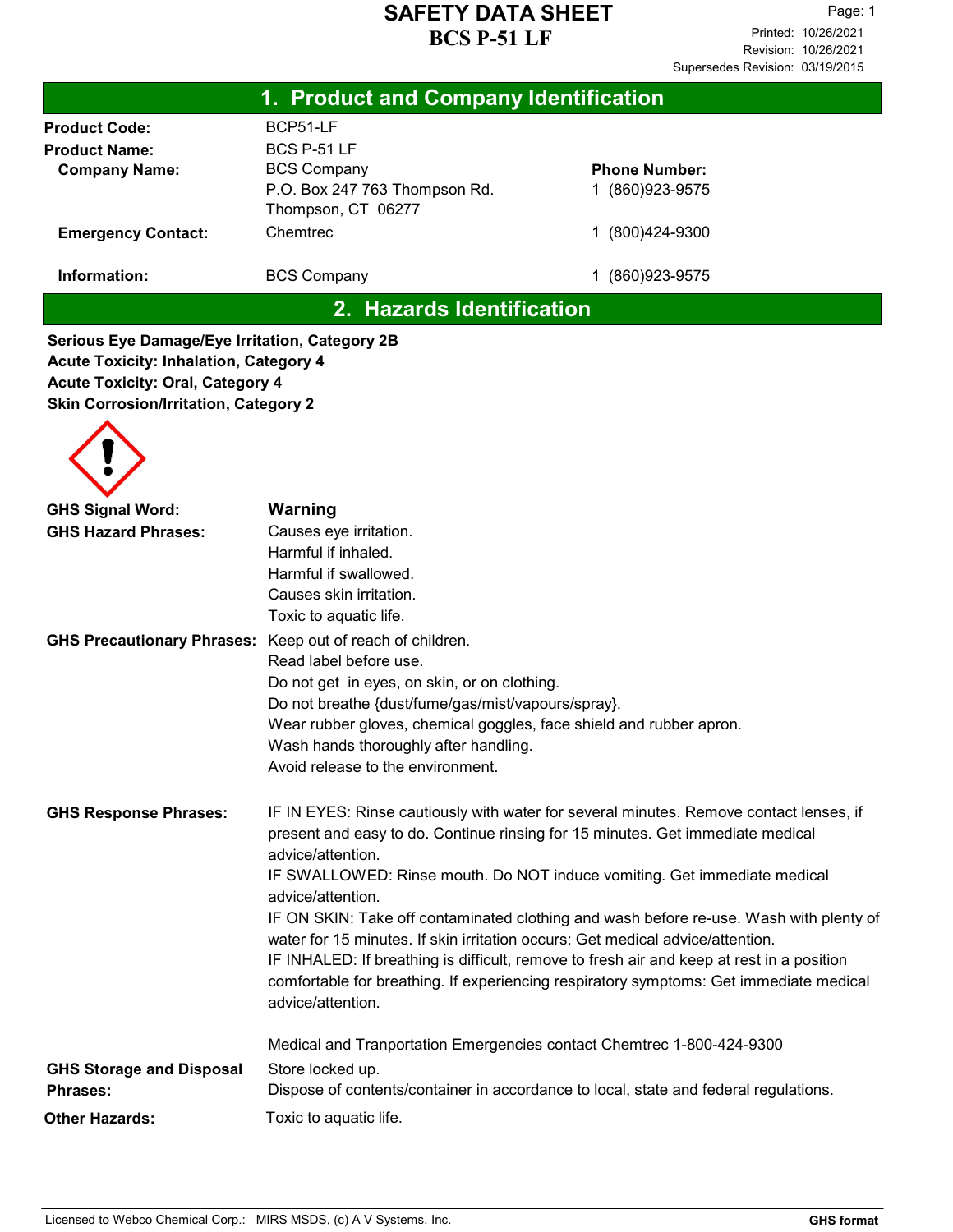# SAFETY DATA SHEET
# BCS P-51 LF

Printed: 10/26/2021
Revision: 10/26/2021
Supersedes Revision: 03/19/2015

## 1. Product and Company Identification

| | | |
|---|---|---|
| **Product Code:** | BCP51-LF | |
| **Product Name:** | BCS P-51 LF | |
| **Company Name:** | BCS Company<br>P.O. Box 247 763 Thompson Rd.<br>Thompson, CT 06277 | **Phone Number:**<br>1 (860)923-9575 |
| **Emergency Contact:** | Chemtrec | 1 (800)424-9300 |
| **Information:** | BCS Company | 1 (860)923-9575 |

## 2. Hazards Identification

**Serious Eye Damage/Eye Irritation, Category 2B**
**Acute Toxicity: Inhalation, Category 4**
**Acute Toxicity: Oral, Category 4**
**Skin Corrosion/Irritation, Category 2**

**GHS Signal Word:** **Warning**

**GHS Hazard Phrases:**
Causes eye irritation.
Harmful if inhaled.
Harmful if swallowed.
Causes skin irritation.
Toxic to aquatic life.

**GHS Precautionary Phrases:**
Keep out of reach of children.
Read label before use.
Do not get in eyes, on skin, or on clothing.
Do not breathe {dust/fume/gas/mist/vapours/spray}.
Wear rubber gloves, chemical goggles, face shield and rubber apron.
Wash hands thoroughly after handling.
Avoid release to the environment.

**GHS Response Phrases:**
IF IN EYES: Rinse cautiously with water for several minutes. Remove contact lenses, if present and easy to do. Continue rinsing for 15 minutes. Get immediate medical advice/attention.
IF SWALLOWED: Rinse mouth. Do NOT induce vomiting. Get immediate medical advice/attention.
IF ON SKIN: Take off contaminated clothing and wash before re-use. Wash with plenty of water for 15 minutes. If skin irritation occurs: Get medical advice/attention.
IF INHALED: If breathing is difficult, remove to fresh air and keep at rest in a position comfortable for breathing. If experiencing respiratory symptoms: Get immediate medical advice/attention.

Medical and Tranportation Emergencies contact Chemtrec 1-800-424-9300

**GHS Storage and Disposal Phrases:**
Store locked up.
Dispose of contents/container in accordance to local, state and federal regulations.

**Other Hazards:** Toxic to aquatic life.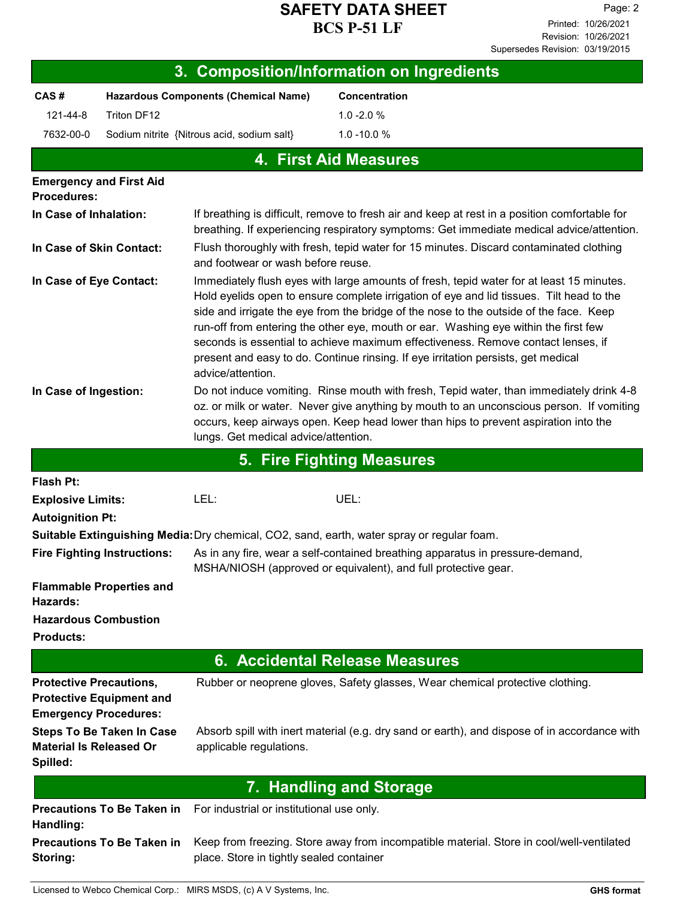## 3. Composition/Information on Ingredients

| CAS # | Hazardous Components (Chemical Name) | Concentration |
|---|---|---|
| 121-44-8 | Triton DF12 | 1.0 -2.0 % |
| 7632-00-0 | Sodium nitrite {Nitrous acid, sodium salt} | 1.0 -10.0 % |

## 4. First Aid Measures

**Emergency and First Aid Procedures:**

**In Case of Inhalation:** If breathing is difficult, remove to fresh air and keep at rest in a position comfortable for breathing. If experiencing respiratory symptoms: Get immediate medical advice/attention.

**In Case of Skin Contact:** Flush thoroughly with fresh, tepid water for 15 minutes. Discard contaminated clothing and footwear or wash before reuse.

**In Case of Eye Contact:** Immediately flush eyes with large amounts of fresh, tepid water for at least 15 minutes. Hold eyelids open to ensure complete irrigation of eye and lid tissues. Tilt head to the side and irrigate the eye from the bridge of the nose to the outside of the face. Keep run-off from entering the other eye, mouth or ear. Washing eye within the first few seconds is essential to achieve maximum effectiveness. Remove contact lenses, if present and easy to do. Continue rinsing. If eye irritation persists, get medical advice/attention.

**In Case of Ingestion:** Do not induce vomiting. Rinse mouth with fresh, Tepid water, than immediately drink 4-8 oz. or milk or water. Never give anything by mouth to an unconscious person. If vomiting occurs, keep airways open. Keep head lower than hips to prevent aspiration into the lungs. Get medical advice/attention.

## 5. Fire Fighting Measures

**Flash Pt:**

**Explosive Limits:** LEL: UEL:

**Autoignition Pt:**

**Suitable Extinguishing Media:** Dry chemical, CO2, sand, earth, water spray or regular foam.

**Fire Fighting Instructions:** As in any fire, wear a self-contained breathing apparatus in pressure-demand, MSHA/NIOSH (approved or equivalent), and full protective gear.

**Flammable Properties and Hazards:**

**Hazardous Combustion Products:**

## 6. Accidental Release Measures

**Protective Precautions, Protective Equipment and Emergency Procedures:** Rubber or neoprene gloves, Safety glasses, Wear chemical protective clothing.

**Steps To Be Taken In Case Material Is Released Or Spilled:** Absorb spill with inert material (e.g. dry sand or earth), and dispose of in accordance with applicable regulations.

## 7. Handling and Storage

**Precautions To Be Taken in Handling:** For industrial or institutional use only.

**Precautions To Be Taken in Storing:** Keep from freezing. Store away from incompatible material. Store in cool/well-ventilated place. Store in tightly sealed container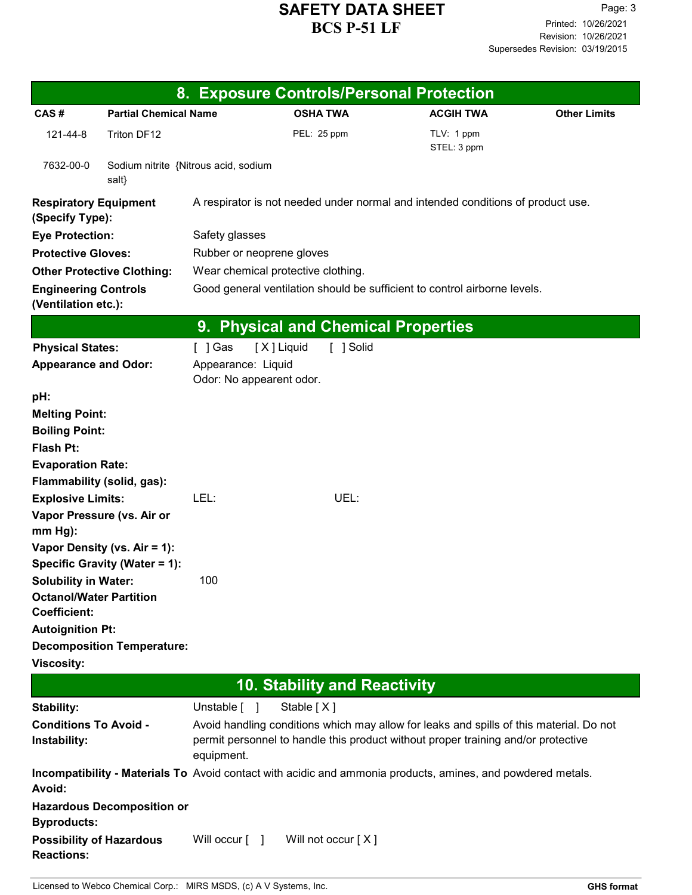## 8. Exposure Controls/Personal Protection

| CAS # | Partial Chemical Name | OSHA TWA | ACGIH TWA | Other Limits |
|---|---|---|---|---|
| 121-44-8 | Triton DF12 | PEL: 25 ppm | TLV: 1 ppm<br>STEL: 3 ppm | |
| 7632-00-0 | Sodium nitrite {Nitrous acid, sodium salt} | | | |

**Respiratory Equipment (Specify Type):** A respirator is not needed under normal and intended conditions of product use.

**Eye Protection:** Safety glasses

**Protective Gloves:** Rubber or neoprene gloves

**Other Protective Clothing:** Wear chemical protective clothing.

**Engineering Controls (Ventilation etc.):** Good general ventilation should be sufficient to control airborne levels.

## 9. Physical and Chemical Properties

**Physical States:** [ ] Gas [ X ] Liquid [ ] Solid

**Appearance and Odor:** Appearance: Liquid
Odor: No appearent odor.

**pH:**

**Melting Point:**

**Boiling Point:**

**Flash Pt:**

**Evaporation Rate:**

**Flammability (solid, gas):**

**Explosive Limits:** LEL: UEL:

**Vapor Pressure (vs. Air or mm Hg):**

**Vapor Density (vs. Air = 1):**

**Specific Gravity (Water = 1):**

**Solubility in Water:** 100

**Octanol/Water Partition Coefficient:**

**Autoignition Pt:**

**Decomposition Temperature:**

**Viscosity:**

## 10. Stability and Reactivity

**Stability:** Unstable [ ] Stable [ X ]

**Conditions To Avoid - Instability:** Avoid handling conditions which may allow for leaks and spills of this material. Do not permit personnel to handle this product without proper training and/or protective equipment.

**Incompatibility - Materials To Avoid:** Avoid contact with acidic and ammonia products, amines, and powdered metals.

**Hazardous Decomposition or Byproducts:**

**Possibility of Hazardous Reactions:** Will occur [ ] Will not occur [ X ]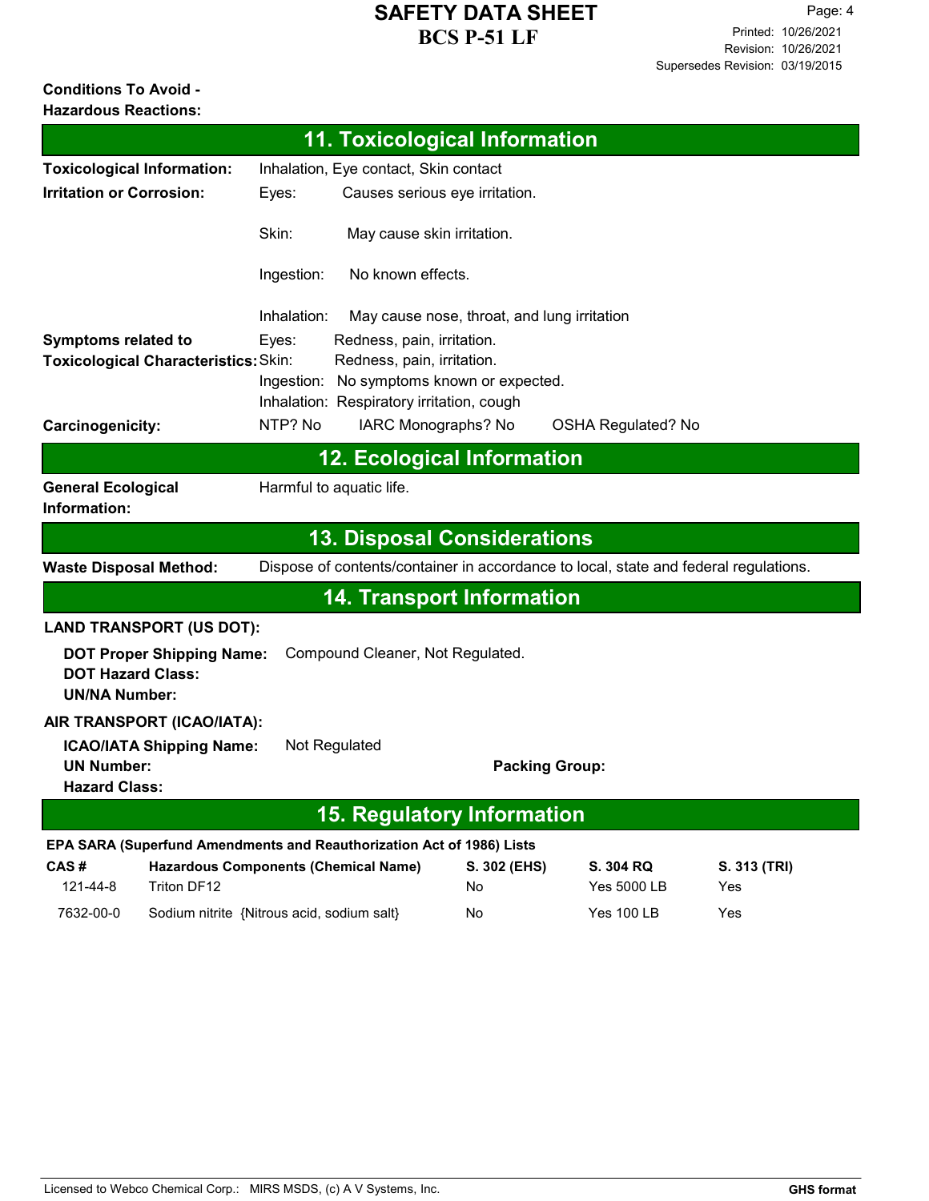**Conditions To Avoid - Hazardous Reactions:**

## 11. Toxicological Information

**Toxicological Information:** Inhalation, Eye contact, Skin contact

**Irritation or Corrosion:**
- Eyes: Causes serious eye irritation.
- Skin: May cause skin irritation.
- Ingestion: No known effects.
- Inhalation: May cause nose, throat, and lung irritation

**Symptoms related to Toxicological Characteristics:**
- Eyes: Redness, pain, irritation.
- Skin: Redness, pain, irritation.
- Ingestion: No symptoms known or expected.
- Inhalation: Respiratory irritation, cough

**Carcinogenicity:** NTP? No IARC Monographs? No OSHA Regulated? No

## 12. Ecological Information

**General Ecological Information:** Harmful to aquatic life.

## 13. Disposal Considerations

**Waste Disposal Method:** Dispose of contents/container in accordance to local, state and federal regulations.

## 14. Transport Information

**LAND TRANSPORT (US DOT):**

**DOT Proper Shipping Name:** Compound Cleaner, Not Regulated.
**DOT Hazard Class:**
**UN/NA Number:**

**AIR TRANSPORT (ICAO/IATA):**

**ICAO/IATA Shipping Name:** Not Regulated
**UN Number:** **Packing Group:**
**Hazard Class:**

## 15. Regulatory Information

**EPA SARA (Superfund Amendments and Reauthorization Act of 1986) Lists**

| CAS # | Hazardous Components (Chemical Name) | S. 302 (EHS) | S. 304 RQ | S. 313 (TRI) |
|---|---|---|---|---|
| 121-44-8 | Triton DF12 | No | Yes 5000 LB | Yes |
| 7632-00-0 | Sodium nitrite {Nitrous acid, sodium salt} | No | Yes 100 LB | Yes |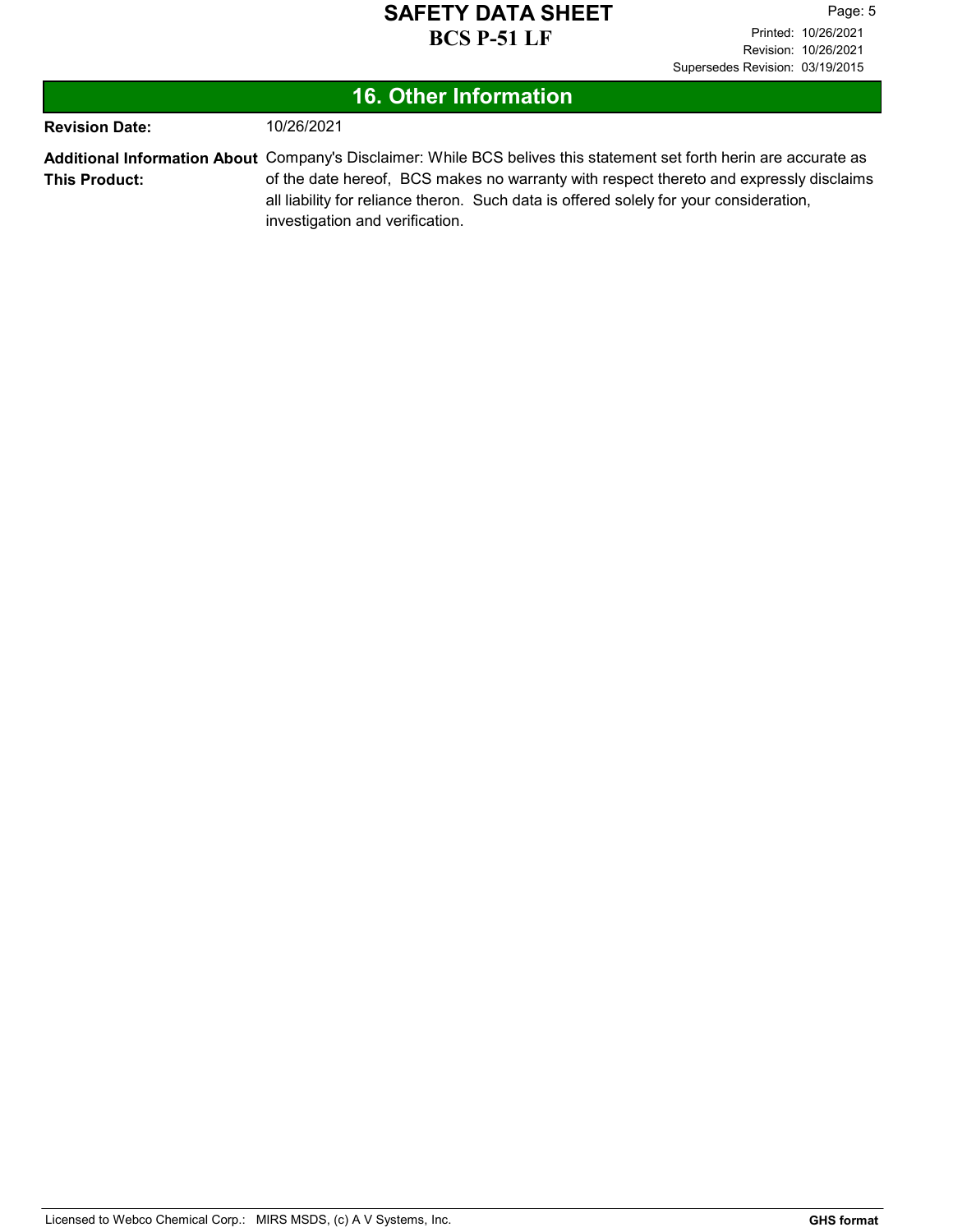## 16. Other Information

**Revision Date:** 10/26/2021

**Additional Information About This Product:** Company's Disclaimer: While BCS belives this statement set forth herin are accurate as of the date hereof, BCS makes no warranty with respect thereto and expressly disclaims all liability for reliance theron. Such data is offered solely for your consideration, investigation and verification.